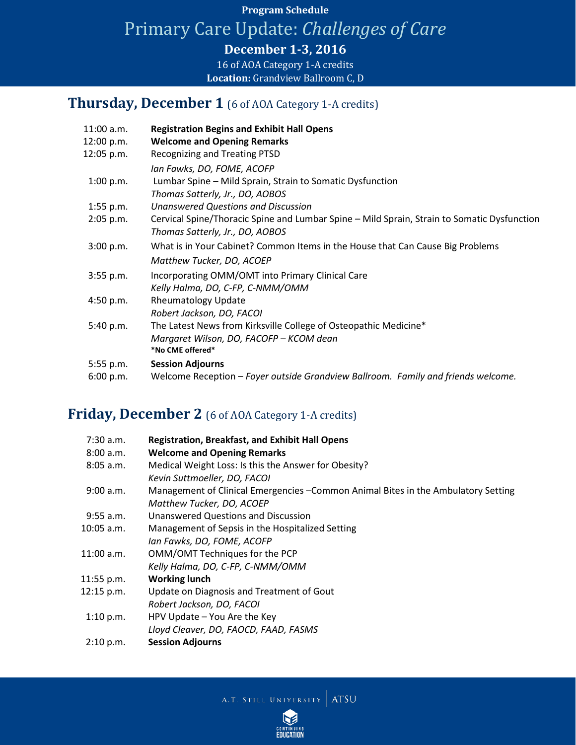**Program Schedule**

# Primary Care Update: *Challenges of Care*

**December 1-3, 2016**

16 of AOA Category 1-A credits

**Location:** Grandview Ballroom C, D

## Thursday, December 1 (6 of AOA Category 1-A credits)

| | |
|---|---|
| 11:00 a.m. | **Registration Begins and Exhibit Hall Opens** |
| 12:00 p.m. | **Welcome and Opening Remarks** |
| 12:05 p.m. | Recognizing and Treating PTSD<br>*Ian Fawks, DO, FOME, ACOFP* |
| 1:00 p.m. | Lumbar Spine – Mild Sprain, Strain to Somatic Dysfunction<br>*Thomas Satterly, Jr., DO, AOBOS* |
| 1:55 p.m. | *Unanswered Questions and Discussion* |
| 2:05 p.m. | Cervical Spine/Thoracic Spine and Lumbar Spine – Mild Sprain, Strain to Somatic Dysfunction<br>*Thomas Satterly, Jr., DO, AOBOS* |
| 3:00 p.m. | What is in Your Cabinet? Common Items in the House that Can Cause Big Problems<br>*Matthew Tucker, DO, ACOEP* |
| 3:55 p.m. | Incorporating OMM/OMT into Primary Clinical Care<br>*Kelly Halma, DO, C-FP, C-NMM/OMM* |
| 4:50 p.m. | Rheumatology Update<br>*Robert Jackson, DO, FACOI* |
| 5:40 p.m. | The Latest News from Kirksville College of Osteopathic Medicine*<br>*Margaret Wilson, DO, FACOFP – KCOM dean*<br>**\*No CME offered\*** |
| 5:55 p.m. | **Session Adjourns** |
| 6:00 p.m. | Welcome Reception – *Foyer outside Grandview Ballroom. Family and friends welcome.* |

## Friday, December 2 (6 of AOA Category 1-A credits)

| | |
|---|---|
| 7:30 a.m. | **Registration, Breakfast, and Exhibit Hall Opens** |
| 8:00 a.m. | **Welcome and Opening Remarks** |
| 8:05 a.m. | Medical Weight Loss: Is this the Answer for Obesity?<br>*Kevin Suttmoeller, DO, FACOI* |
| 9:00 a.m. | Management of Clinical Emergencies –Common Animal Bites in the Ambulatory Setting<br>*Matthew Tucker, DO, ACOEP* |
| 9:55 a.m. | Unanswered Questions and Discussion |
| 10:05 a.m. | Management of Sepsis in the Hospitalized Setting<br>*Ian Fawks, DO, FOME, ACOFP* |
| 11:00 a.m. | OMM/OMT Techniques for the PCP<br>*Kelly Halma, DO, C-FP, C-NMM/OMM* |
| 11:55 p.m. | **Working lunch** |
| 12:15 p.m. | Update on Diagnosis and Treatment of Gout<br>*Robert Jackson, DO, FACOI* |
| 1:10 p.m. | HPV Update – You Are the Key<br>*Lloyd Cleaver, DO, FAOCD, FAAD, FASMS* |
| 2:10 p.m. | **Session Adjourns** |

A.T. Still University | ATSU

Continuing Education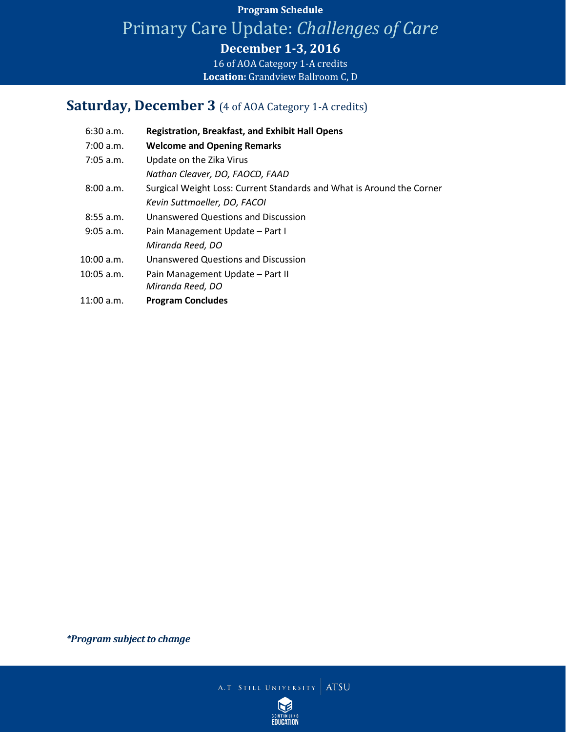**Program Schedule**

# Primary Care Update: *Challenges of Care*

**December 1-3, 2016**

16 of AOA Category 1-A credits

**Location:** Grandview Ballroom C, D

## Saturday, December 3 (4 of AOA Category 1-A credits)

| | |
|---|---|
| 6:30 a.m. | **Registration, Breakfast, and Exhibit Hall Opens** |
| 7:00 a.m. | **Welcome and Opening Remarks** |
| 7:05 a.m. | Update on the Zika Virus<br>*Nathan Cleaver, DO, FAOCD, FAAD* |
| 8:00 a.m. | Surgical Weight Loss: Current Standards and What is Around the Corner<br>*Kevin Suttmoeller, DO, FACOI* |
| 8:55 a.m. | Unanswered Questions and Discussion |
| 9:05 a.m. | Pain Management Update – Part I<br>*Miranda Reed, DO* |
| 10:00 a.m. | Unanswered Questions and Discussion |
| 10:05 a.m. | Pain Management Update – Part II<br>*Miranda Reed, DO* |
| 11:00 a.m. | **Program Concludes** |

***Program subject to change***

A.T. Still University | ATSU

Continuing Education